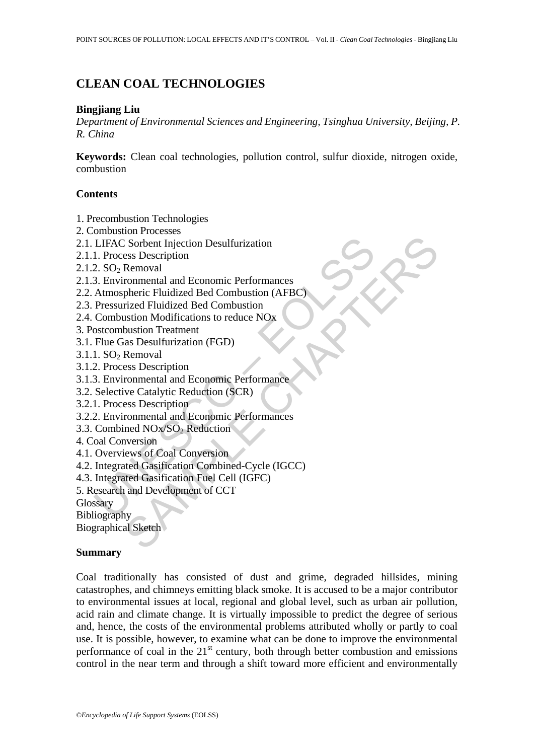# CLEAN COAL TECHNOLOGIES

**Bingjiang Liu**

*Department of Environmental Sciences and Engineering, Tsinghua University, Beijing, P. R. China*

**Keywords:** Clean coal technologies, pollution control, sulfur dioxide, nitrogen oxide, combustion

## Contents

1. Precombustion Technologies
2. Combustion Processes
2.1. LIFAC Sorbent Injection Desulfurization
2.1.1. Process Description
2.1.2. $SO_2$ Removal
2.1.3. Environmental and Economic Performances
2.2. Atmospheric Fluidized Bed Combustion (AFBC)
2.3. Pressurized Fluidized Bed Combustion
2.4. Combustion Modifications to reduce NOx
3. Postcombustion Treatment
3.1. Flue Gas Desulfurization (FGD)
3.1.1. $SO_2$ Removal
3.1.2. Process Description
3.1.3. Environmental and Economic Performance
3.2. Selective Catalytic Reduction (SCR)
3.2.1. Process Description
3.2.2. Environmental and Economic Performances
3.3. Combined NOx/$SO_2$ Reduction
4. Coal Conversion
4.1. Overviews of Coal Conversion
4.2. Integrated Gasification Combined-Cycle (IGCC)
4.3. Integrated Gasification Fuel Cell (IGFC)
5. Research and Development of CCT
Glossary
Bibliography
Biographical Sketch

## Summary

Coal traditionally has consisted of dust and grime, degraded hillsides, mining catastrophes, and chimneys emitting black smoke. It is accused to be a major contributor to environmental issues at local, regional and global level, such as urban air pollution, acid rain and climate change. It is virtually impossible to predict the degree of serious and, hence, the costs of the environmental problems attributed wholly or partly to coal use. It is possible, however, to examine what can be done to improve the environmental performance of coal in the 21st century, both through better combustion and emissions control in the near term and through a shift toward more efficient and environmentally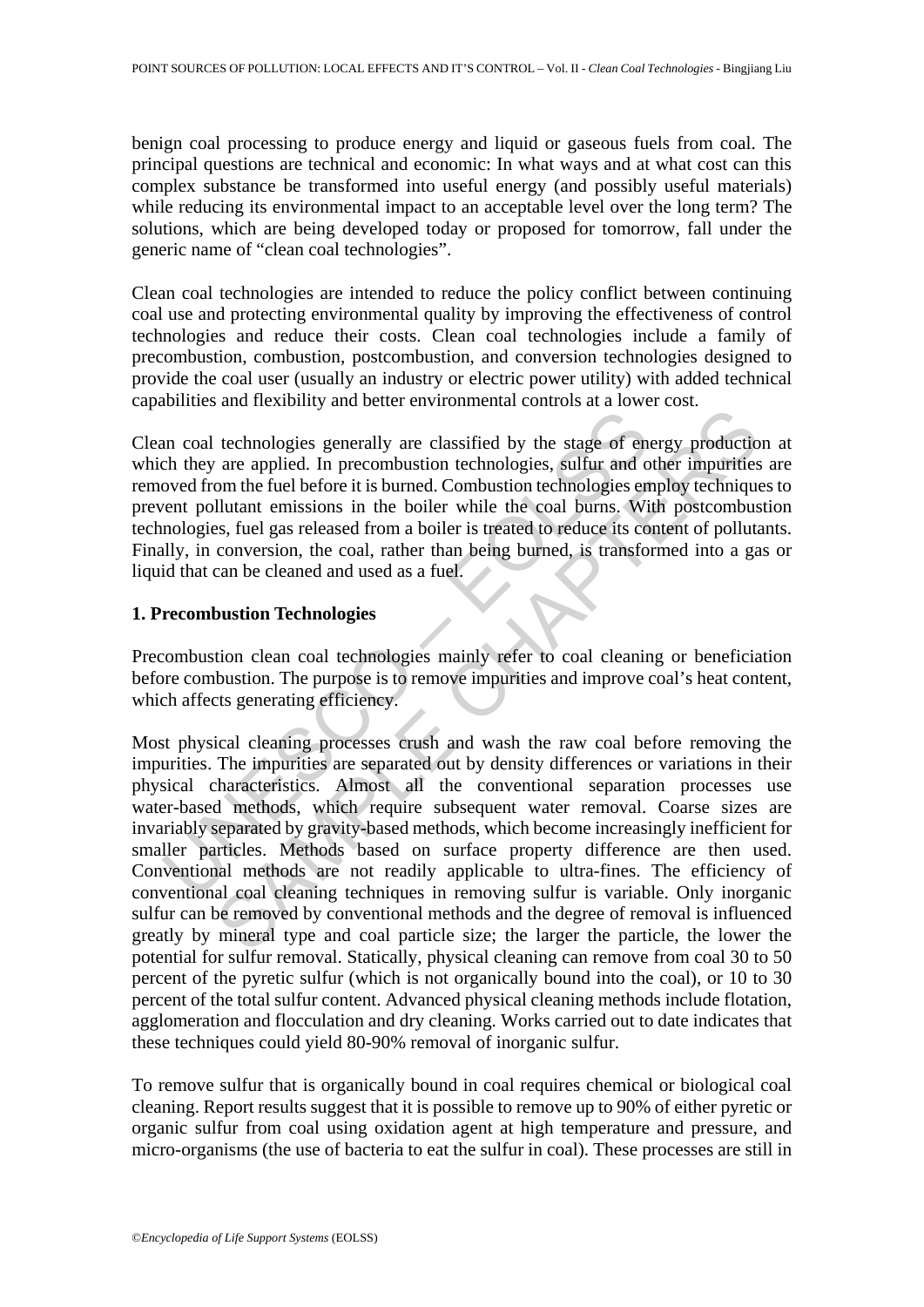benign coal processing to produce energy and liquid or gaseous fuels from coal. The principal questions are technical and economic: In what ways and at what cost can this complex substance be transformed into useful energy (and possibly useful materials) while reducing its environmental impact to an acceptable level over the long term? The solutions, which are being developed today or proposed for tomorrow, fall under the generic name of "clean coal technologies".

Clean coal technologies are intended to reduce the policy conflict between continuing coal use and protecting environmental quality by improving the effectiveness of control technologies and reduce their costs. Clean coal technologies include a family of precombustion, combustion, postcombustion, and conversion technologies designed to provide the coal user (usually an industry or electric power utility) with added technical capabilities and flexibility and better environmental controls at a lower cost.

Clean coal technologies generally are classified by the stage of energy production at which they are applied. In precombustion technologies, sulfur and other impurities are removed from the fuel before it is burned. Combustion technologies employ techniques to prevent pollutant emissions in the boiler while the coal burns. With postcombustion technologies, fuel gas released from a boiler is treated to reduce its content of pollutants. Finally, in conversion, the coal, rather than being burned, is transformed into a gas or liquid that can be cleaned and used as a fuel.

## 1. Precombustion Technologies

Precombustion clean coal technologies mainly refer to coal cleaning or beneficiation before combustion. The purpose is to remove impurities and improve coal's heat content, which affects generating efficiency.

Most physical cleaning processes crush and wash the raw coal before removing the impurities. The impurities are separated out by density differences or variations in their physical characteristics. Almost all the conventional separation processes use water-based methods, which require subsequent water removal. Coarse sizes are invariably separated by gravity-based methods, which become increasingly inefficient for smaller particles. Methods based on surface property difference are then used. Conventional methods are not readily applicable to ultra-fines. The efficiency of conventional coal cleaning techniques in removing sulfur is variable. Only inorganic sulfur can be removed by conventional methods and the degree of removal is influenced greatly by mineral type and coal particle size; the larger the particle, the lower the potential for sulfur removal. Statically, physical cleaning can remove from coal 30 to 50 percent of the pyretic sulfur (which is not organically bound into the coal), or 10 to 30 percent of the total sulfur content. Advanced physical cleaning methods include flotation, agglomeration and flocculation and dry cleaning. Works carried out to date indicates that these techniques could yield 80-90% removal of inorganic sulfur.

To remove sulfur that is organically bound in coal requires chemical or biological coal cleaning. Report results suggest that it is possible to remove up to 90% of either pyretic or organic sulfur from coal using oxidation agent at high temperature and pressure, and micro-organisms (the use of bacteria to eat the sulfur in coal). These processes are still in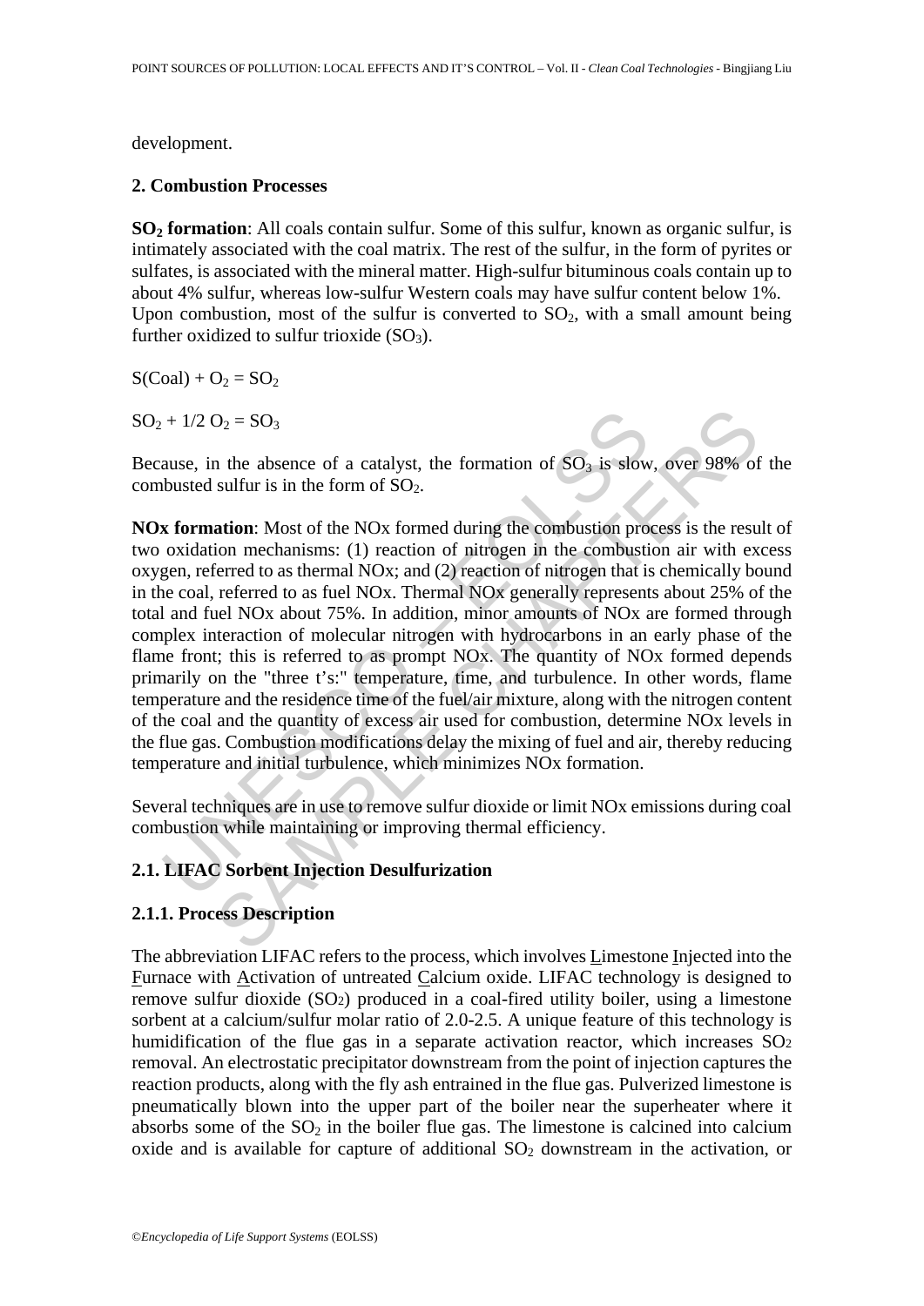development.

## 2. Combustion Processes

**$SO_2$ formation**: All coals contain sulfur. Some of this sulfur, known as organic sulfur, is intimately associated with the coal matrix. The rest of the sulfur, in the form of pyrites or sulfates, is associated with the mineral matter. High-sulfur bituminous coals contain up to about 4% sulfur, whereas low-sulfur Western coals may have sulfur content below 1%. Upon combustion, most of the sulfur is converted to $SO_2$, with a small amount being further oxidized to sulfur trioxide ($SO_3$).

$$S(Coal) + O_2 = SO_2$$

$$SO_2 + 1/2\ O_2 = SO_3$$

Because, in the absence of a catalyst, the formation of $SO_3$ is slow, over 98% of the combusted sulfur is in the form of $SO_2$.

**NOx formation**: Most of the NOx formed during the combustion process is the result of two oxidation mechanisms: (1) reaction of nitrogen in the combustion air with excess oxygen, referred to as thermal NOx; and (2) reaction of nitrogen that is chemically bound in the coal, referred to as fuel NOx. Thermal NOx generally represents about 25% of the total and fuel NOx about 75%. In addition, minor amounts of NOx are formed through complex interaction of molecular nitrogen with hydrocarbons in an early phase of the flame front; this is referred to as prompt NOx. The quantity of NOx formed depends primarily on the "three t's:" temperature, time, and turbulence. In other words, flame temperature and the residence time of the fuel/air mixture, along with the nitrogen content of the coal and the quantity of excess air used for combustion, determine NOx levels in the flue gas. Combustion modifications delay the mixing of fuel and air, thereby reducing temperature and initial turbulence, which minimizes NOx formation.

Several techniques are in use to remove sulfur dioxide or limit NOx emissions during coal combustion while maintaining or improving thermal efficiency.

### 2.1. LIFAC Sorbent Injection Desulfurization

#### 2.1.1. Process Description

The abbreviation LIFAC refers to the process, which involves Limestone Injected into the Furnace with Activation of untreated Calcium oxide. LIFAC technology is designed to remove sulfur dioxide ($SO_2$) produced in a coal-fired utility boiler, using a limestone sorbent at a calcium/sulfur molar ratio of 2.0-2.5. A unique feature of this technology is humidification of the flue gas in a separate activation reactor, which increases $SO_2$ removal. An electrostatic precipitator downstream from the point of injection captures the reaction products, along with the fly ash entrained in the flue gas. Pulverized limestone is pneumatically blown into the upper part of the boiler near the superheater where it absorbs some of the $SO_2$ in the boiler flue gas. The limestone is calcined into calcium oxide and is available for capture of additional $SO_2$ downstream in the activation, or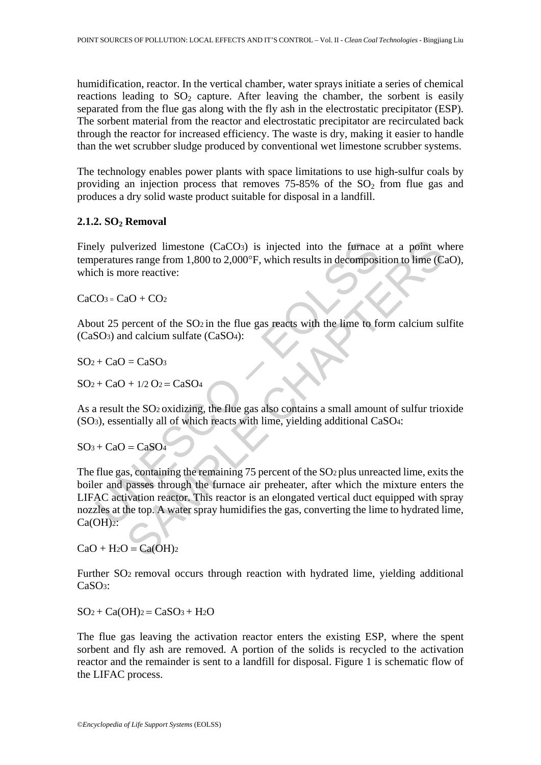humidification, reactor. In the vertical chamber, water sprays initiate a series of chemical reactions leading to $SO_2$ capture. After leaving the chamber, the sorbent is easily separated from the flue gas along with the fly ash in the electrostatic precipitator (ESP). The sorbent material from the reactor and electrostatic precipitator are recirculated back through the reactor for increased efficiency. The waste is dry, making it easier to handle than the wet scrubber sludge produced by conventional wet limestone scrubber systems.

The technology enables power plants with space limitations to use high-sulfur coals by providing an injection process that removes 75-85% of the $SO_2$ from flue gas and produces a dry solid waste product suitable for disposal in a landfill.

### 2.1.2. $SO_2$ Removal

Finely pulverized limestone ($CaCO_3$) is injected into the furnace at a point where temperatures range from 1,800 to 2,000°F, which results in decomposition to lime ($CaO$), which is more reactive:

$$CaCO_3 = CaO + CO_2$$

About 25 percent of the $SO_2$ in the flue gas reacts with the lime to form calcium sulfite ($CaSO_3$) and calcium sulfate ($CaSO_4$):

$$SO_2 + CaO = CaSO_3$$

$$SO_2 + CaO + 1/2\ O_2 = CaSO_4$$

As a result the $SO_2$ oxidizing, the flue gas also contains a small amount of sulfur trioxide ($SO_3$), essentially all of which reacts with lime, yielding additional $CaSO_4$:

$$SO_3 + CaO = CaSO_4$$

The flue gas, containing the remaining 75 percent of the $SO_2$ plus unreacted lime, exits the boiler and passes through the furnace air preheater, after which the mixture enters the LIFAC activation reactor. This reactor is an elongated vertical duct equipped with spray nozzles at the top. A water spray humidifies the gas, converting the lime to hydrated lime, $Ca(OH)_2$:

$$CaO + H_2O = Ca(OH)_2$$

Further $SO_2$ removal occurs through reaction with hydrated lime, yielding additional $CaSO_3$:

$$SO_2 + Ca(OH)_2 = CaSO_3 + H_2O$$

The flue gas leaving the activation reactor enters the existing ESP, where the spent sorbent and fly ash are removed. A portion of the solids is recycled to the activation reactor and the remainder is sent to a landfill for disposal. Figure 1 is schematic flow of the LIFAC process.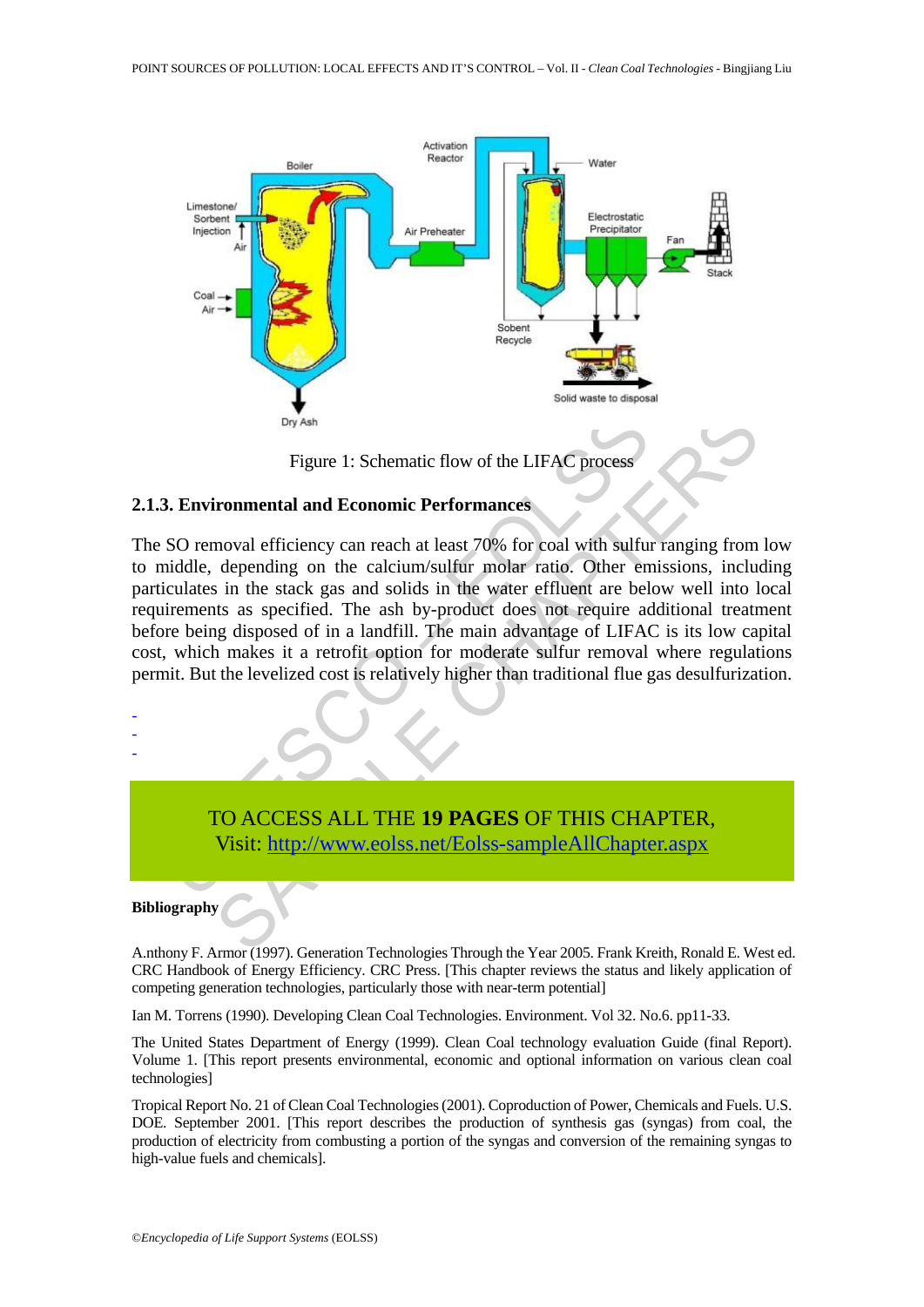Figure 1: Schematic flow of the LIFAC process

### 2.1.3. Environmental and Economic Performances

The SO removal efficiency can reach at least 70% for coal with sulfur ranging from low to middle, depending on the calcium/sulfur molar ratio. Other emissions, including particulates in the stack gas and solids in the water effluent are below well into local requirements as specified. The ash by-product does not require additional treatment before being disposed of in a landfill. The main advantage of LIFAC is its low capital cost, which makes it a retrofit option for moderate sulfur removal where regulations permit. But the levelized cost is relatively higher than traditional flue gas desulfurization.

-
-
-

TO ACCESS ALL THE **19 PAGES** OF THIS CHAPTER,
Visit: http://www.eolss.net/Eolss-sampleAllChapter.aspx

**Bibliography**

A.nthony F. Armor (1997). Generation Technologies Through the Year 2005. Frank Kreith, Ronald E. West ed. CRC Handbook of Energy Efficiency. CRC Press. [This chapter reviews the status and likely application of competing generation technologies, particularly those with near-term potential]

Ian M. Torrens (1990). Developing Clean Coal Technologies. Environment. Vol 32. No.6. pp11-33.

The United States Department of Energy (1999). Clean Coal technology evaluation Guide (final Report). Volume 1. [This report presents environmental, economic and optional information on various clean coal technologies]

Tropical Report No. 21 of Clean Coal Technologies (2001). Coproduction of Power, Chemicals and Fuels. U.S. DOE. September 2001. [This report describes the production of synthesis gas (syngas) from coal, the production of electricity from combusting a portion of the syngas and conversion of the remaining syngas to high-value fuels and chemicals].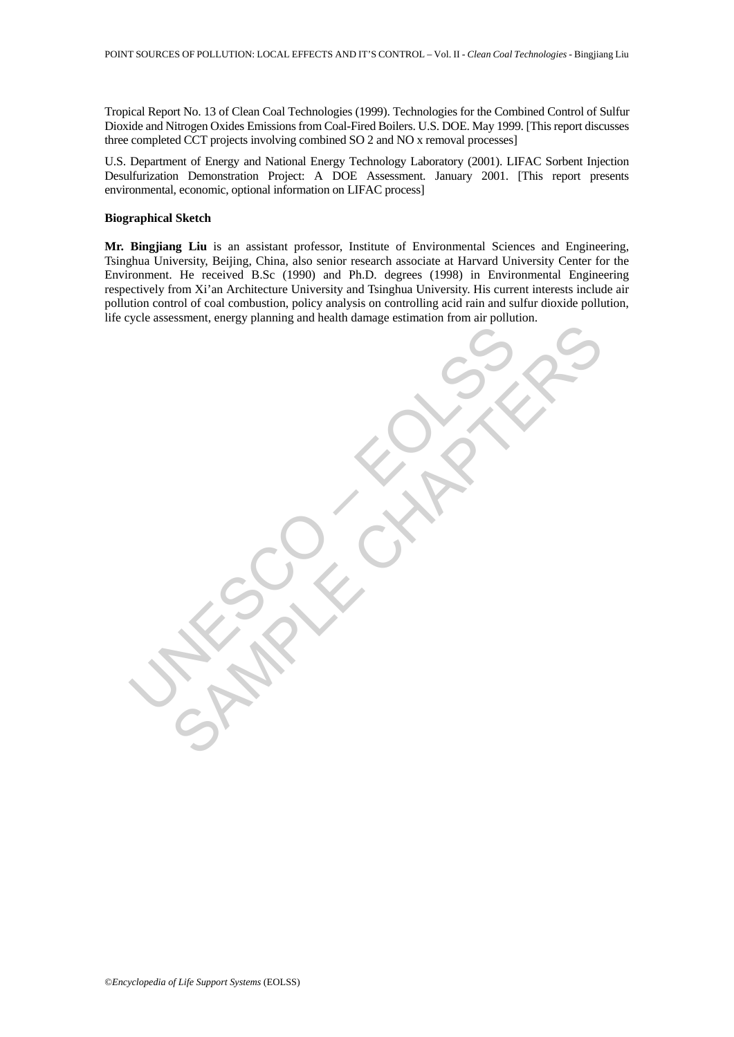Tropical Report No. 13 of Clean Coal Technologies (1999). Technologies for the Combined Control of Sulfur Dioxide and Nitrogen Oxides Emissions from Coal-Fired Boilers. U.S. DOE. May 1999. [This report discusses three completed CCT projects involving combined SO 2 and NO x removal processes]

U.S. Department of Energy and National Energy Technology Laboratory (2001). LIFAC Sorbent Injection Desulfurization Demonstration Project: A DOE Assessment. January 2001. [This report presents environmental, economic, optional information on LIFAC process]

**Biographical Sketch**

**Mr. Bingjiang Liu** is an assistant professor, Institute of Environmental Sciences and Engineering, Tsinghua University, Beijing, China, also senior research associate at Harvard University Center for the Environment. He received B.Sc (1990) and Ph.D. degrees (1998) in Environmental Engineering respectively from Xi'an Architecture University and Tsinghua University. His current interests include air pollution control of coal combustion, policy analysis on controlling acid rain and sulfur dioxide pollution, life cycle assessment, energy planning and health damage estimation from air pollution.